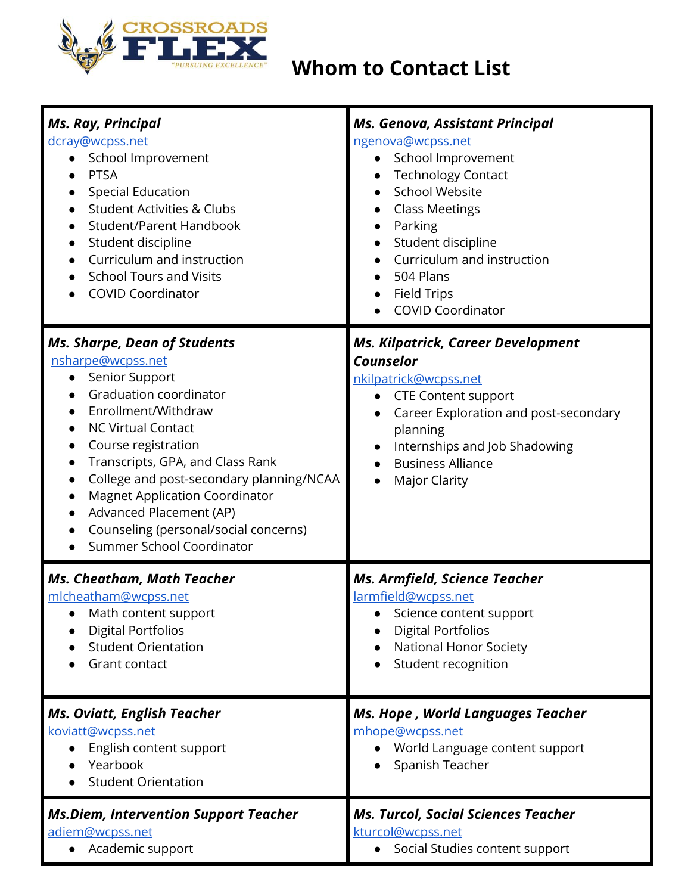CROSSROADS FLEX
"PURSUING EXCELLENCE"

# Whom to Contact List

### *Ms. Ray, Principal*
dcray@wcpss.net

- School Improvement
- PTSA
- Special Education
- Student Activities & Clubs
- Student/Parent Handbook
- Student discipline
- Curriculum and instruction
- School Tours and Visits
- COVID Coordinator

### *Ms. Genova, Assistant Principal*
ngenova@wcpss.net

- School Improvement
- Technology Contact
- School Website
- Class Meetings
- Parking
- Student discipline
- Curriculum and instruction
- 504 Plans
- Field Trips
- COVID Coordinator

### *Ms. Sharpe, Dean of Students*
nsharpe@wcpss.net

- Senior Support
- Graduation coordinator
- Enrollment/Withdraw
- NC Virtual Contact
- Course registration
- Transcripts, GPA, and Class Rank
- College and post-secondary planning/NCAA
- Magnet Application Coordinator
- Advanced Placement (AP)
- Counseling (personal/social concerns)
- Summer School Coordinator

### *Ms. Kilpatrick, Career Development Counselor*
nkilpatrick@wcpss.net

- CTE Content support
- Career Exploration and post-secondary planning
- Internships and Job Shadowing
- Business Alliance
- Major Clarity

### *Ms. Cheatham, Math Teacher*
mlcheatham@wcpss.net

- Math content support
- Digital Portfolios
- Student Orientation
- Grant contact

### *Ms. Armfield, Science Teacher*
larmfield@wcpss.net

- Science content support
- Digital Portfolios
- National Honor Society
- Student recognition

### *Ms. Oviatt, English Teacher*
koviatt@wcpss.net

- English content support
- Yearbook
- Student Orientation

### *Ms. Hope , World Languages Teacher*
mhope@wcpss.net

- World Language content support
- Spanish Teacher

### *Ms.Diem, Intervention Support Teacher*
adiem@wcpss.net

- Academic support

### *Ms. Turcol, Social Sciences Teacher*
kturcol@wcpss.net

- Social Studies content support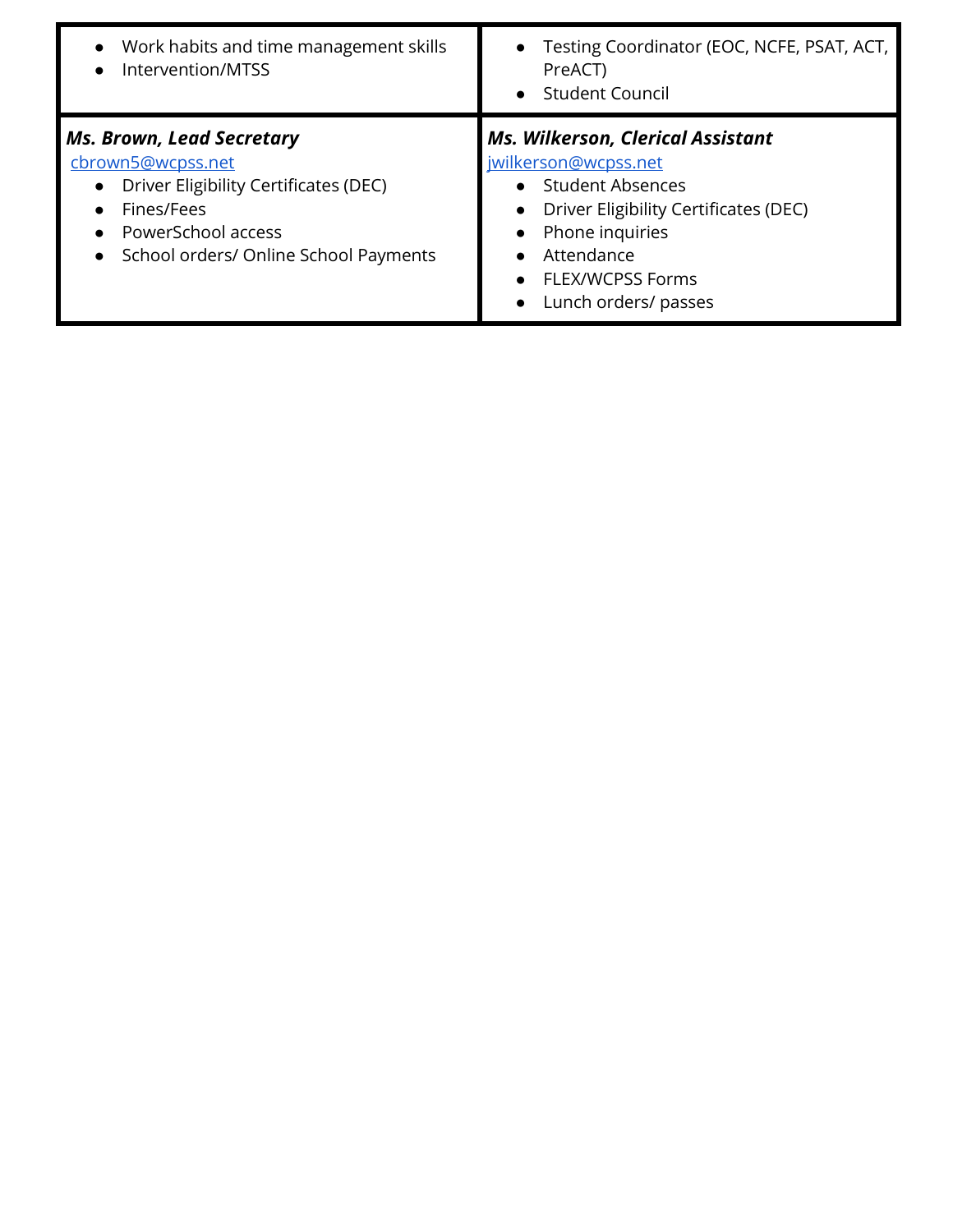| | |
|---|---|
| <ul><li>Work habits and time management skills</li><li>Intervention/MTSS</li></ul> | <ul><li>Testing Coordinator (EOC, NCFE, PSAT, ACT, PreACT)</li><li>Student Council</li></ul> |
| ***Ms. Brown, Lead Secretary***<br>cbrown5@wcpss.net<ul><li>Driver Eligibility Certificates (DEC)</li><li>Fines/Fees</li><li>PowerSchool access</li><li>School orders/ Online School Payments</li></ul> | ***Ms. Wilkerson, Clerical Assistant***<br>jwilkerson@wcpss.net<ul><li>Student Absences</li><li>Driver Eligibility Certificates (DEC)</li><li>Phone inquiries</li><li>Attendance</li><li>FLEX/WCPSS Forms</li><li>Lunch orders/ passes</li></ul> |